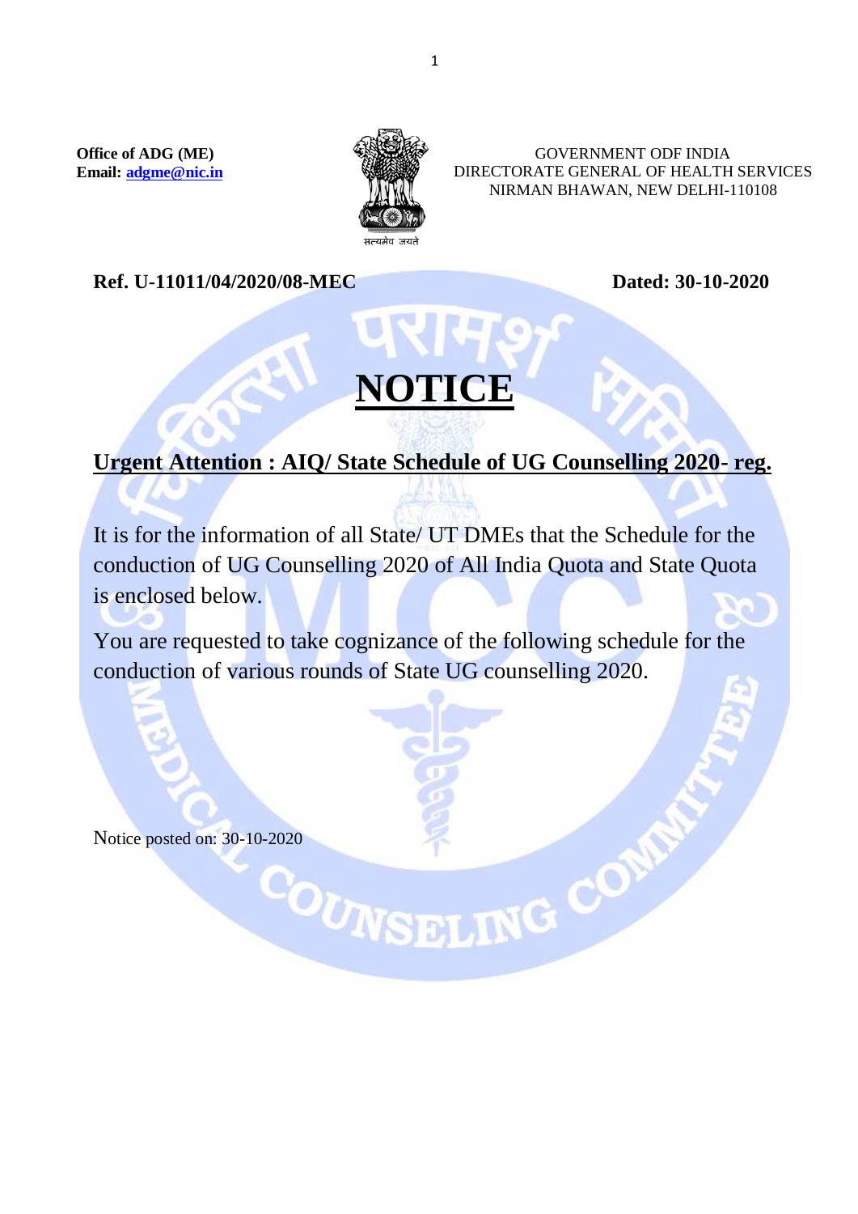**Office of ADG (ME)**
**Email: [adgme@nic.in](mailto:adgme@nic.in)**

सत्यमेव जयते

GOVERNMENT ODF INDIA
DIRECTORATE GENERAL OF HEALTH SERVICES
NIRMAN BHAWAN, NEW DELHI-110108

**Ref. U-11011/04/2020/08-MEC** **Dated: 30-10-2020**

# NOTICE

## Urgent Attention : AIQ/ State Schedule of UG Counselling 2020- reg.

It is for the information of all State/ UT DMEs that the Schedule for the conduction of UG Counselling 2020 of All India Quota and State Quota is enclosed below.

You are requested to take cognizance of the following schedule for the conduction of various rounds of State UG counselling 2020.

Notice posted on: 30-10-2020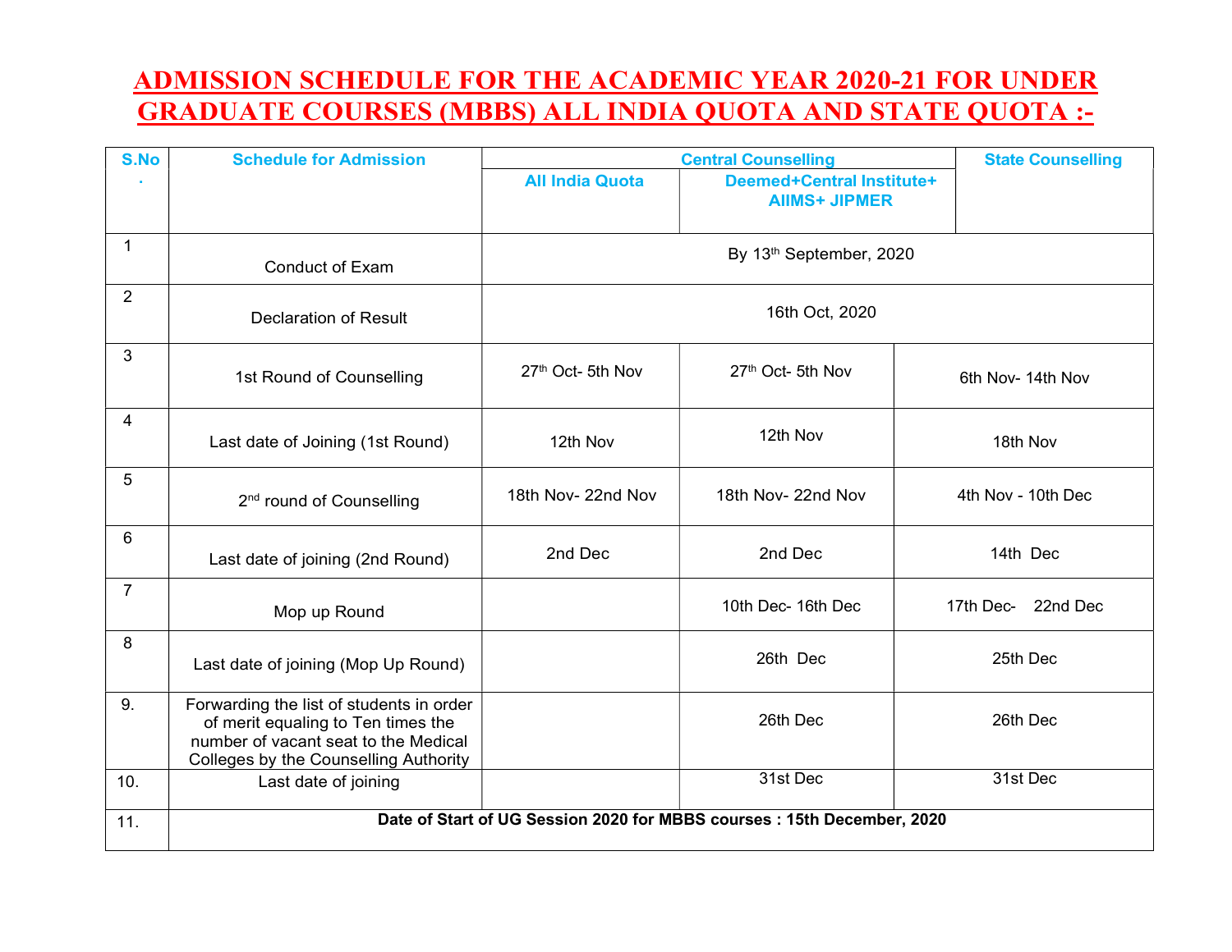# ADMISSION SCHEDULE FOR THE ACADEMIC YEAR 2020-21 FOR UNDER GRADUATE COURSES (MBBS) ALL INDIA QUOTA AND STATE QUOTA :-

| S.No. | Schedule for Admission | Central Counselling | | State Counselling |
|---|---|---|---|---|
| | | All India Quota | Deemed+Central Institute+ AIIMS+ JIPMER | |
| 1 | Conduct of Exam | By 13th September, 2020 | | |
| 2 | Declaration of Result | 16th Oct, 2020 | | |
| 3 | 1st Round of Counselling | 27th Oct- 5th Nov | 27th Oct- 5th Nov | 6th Nov- 14th Nov |
| 4 | Last date of Joining (1st Round) | 12th Nov | 12th Nov | 18th Nov |
| 5 | 2nd round of Counselling | 18th Nov- 22nd Nov | 18th Nov- 22nd Nov | 4th Nov - 10th Dec |
| 6 | Last date of joining (2nd Round) | 2nd Dec | 2nd Dec | 14th Dec |
| 7 | Mop up Round | | 10th Dec- 16th Dec | 17th Dec- 22nd Dec |
| 8 | Last date of joining (Mop Up Round) | | 26th Dec | 25th Dec |
| 9. | Forwarding the list of students in order of merit equaling to Ten times the number of vacant seat to the Medical Colleges by the Counselling Authority | | 26th Dec | 26th Dec |
| 10. | Last date of joining | | 31st Dec | 31st Dec |
| 11. | **Date of Start of UG Session 2020 for MBBS courses : 15th December, 2020** | | | |